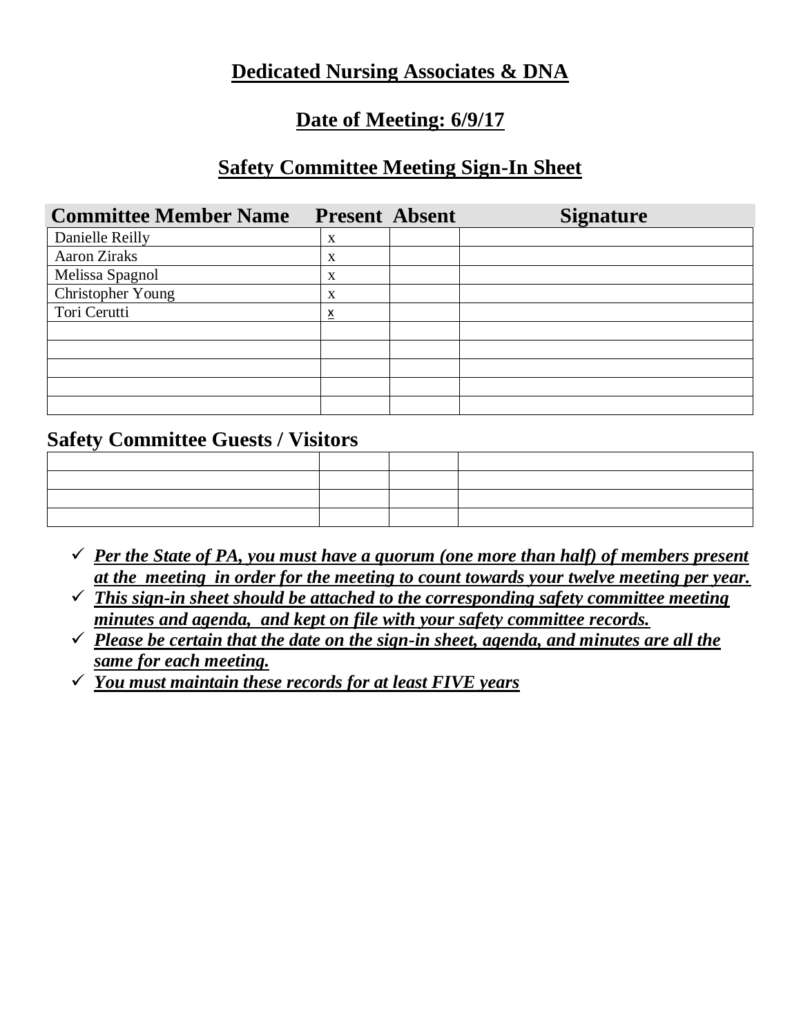# Dedicated Nursing Associates & DNA

## Date of Meeting: 6/9/17

## Safety Committee Meeting Sign-In Sheet

| Committee Member Name | Present | Absent | Signature |
|---|---|---|---|
| Danielle Reilly | x | | |
| Aaron Ziraks | x | | |
| Melissa Spagnol | x | | |
| Christopher Young | x | | |
| Tori Cerutti | x | | |
| | | | |
| | | | |
| | | | |
| | | | |
| | | | |

### Safety Committee Guests / Visitors

| | | | |
|---|---|---|---|
| | | | |
| | | | |
| | | | |
| | | | |

- ✓ ***Per the State of PA, you must have a quorum (one more than half) of members present at the meeting in order for the meeting to count towards your twelve meeting per year.***
- ✓ ***This sign-in sheet should be attached to the corresponding safety committee meeting minutes and agenda, and kept on file with your safety committee records.***
- ✓ ***Please be certain that the date on the sign-in sheet, agenda, and minutes are all the same for each meeting.***
- ✓ ***You must maintain these records for at least FIVE years***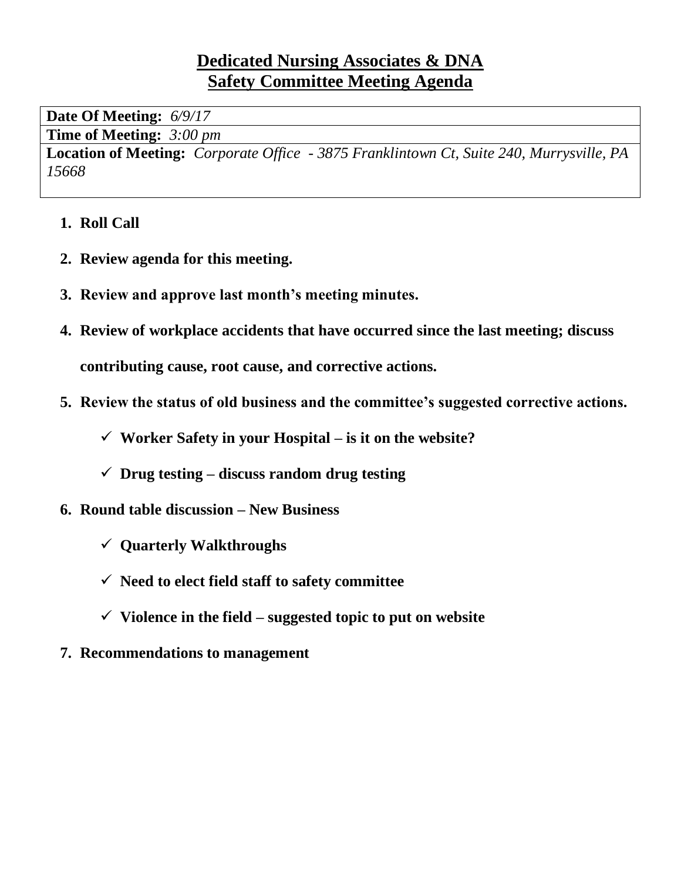# Dedicated Nursing Associates & DNA
## Safety Committee Meeting Agenda

| **Date Of Meeting:** *6/9/17* |
|---|
| **Time of Meeting:** *3:00 pm* |
| **Location of Meeting:** *Corporate Office - 3875 Franklintown Ct, Suite 240, Murrysville, PA 15668* |

1. **Roll Call**
2. **Review agenda for this meeting.**
3. **Review and approve last month's meeting minutes.**
4. **Review of workplace accidents that have occurred since the last meeting; discuss contributing cause, root cause, and corrective actions.**
5. **Review the status of old business and the committee's suggested corrective actions.**
   - ✓ **Worker Safety in your Hospital – is it on the website?**
   - ✓ **Drug testing – discuss random drug testing**
6. **Round table discussion – New Business**
   - ✓ **Quarterly Walkthroughs**
   - ✓ **Need to elect field staff to safety committee**
   - ✓ **Violence in the field – suggested topic to put on website**
7. **Recommendations to management**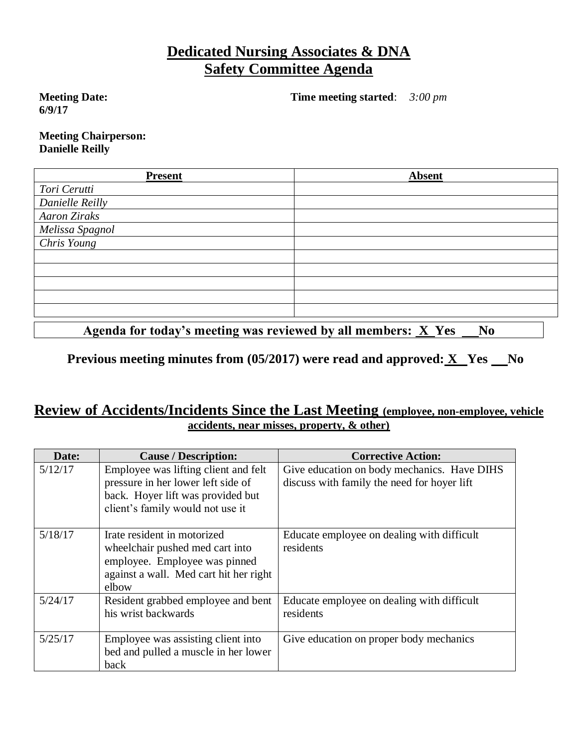# **Dedicated Nursing Associates & DNA**
# **Safety Committee Agenda**

**Meeting Date:** **6/9/17**

**Time meeting started**: *3:00 pm*

**Meeting Chairperson:** **Danielle Reilly**

| **Present** | **Absent** |
|---|---|
| *Tori Cerutti* | |
| *Danielle Reilly* | |
| *Aaron Ziraks* | |
| *Melissa Spagnol* | |
| *Chris Young* | |
| | |
| | |
| | |
| | |
| | |

**Agenda for today's meeting was reviewed by all members: \_X\_ Yes \_\_ No**

**Previous meeting minutes from (05/2017) were read and approved: \_X\_ Yes \_\_ No**

## **Review of Accidents/Incidents Since the Last Meeting** (employee, non-employee, vehicle accidents, near misses, property, & other)

| Date: | Cause / Description: | Corrective Action: |
|---|---|---|
| 5/12/17 | Employee was lifting client and felt pressure in her lower left side of back. Hoyer lift was provided but client's family would not use it | Give education on body mechanics. Have DIHS discuss with family the need for hoyer lift |
| 5/18/17 | Irate resident in motorized wheelchair pushed med cart into employee. Employee was pinned against a wall. Med cart hit her right elbow | Educate employee on dealing with difficult residents |
| 5/24/17 | Resident grabbed employee and bent his wrist backwards | Educate employee on dealing with difficult residents |
| 5/25/17 | Employee was assisting client into bed and pulled a muscle in her lower back | Give education on proper body mechanics |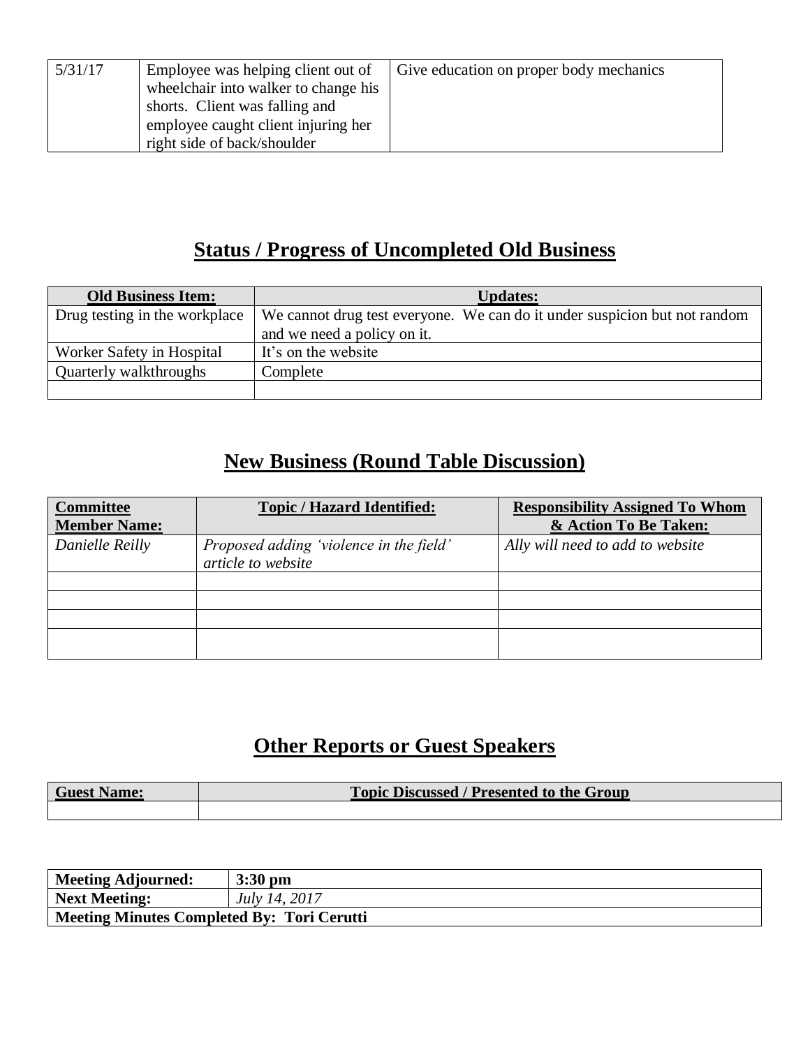| 5/31/17 | Employee was helping client out of wheelchair into walker to change his shorts. Client was falling and employee caught client injuring her right side of back/shoulder | Give education on proper body mechanics |
|---|---|---|

## Status / Progress of Uncompleted Old Business

| Old Business Item: | Updates: |
|---|---|
| Drug testing in the workplace | We cannot drug test everyone. We can do it under suspicion but not random and we need a policy on it. |
| Worker Safety in Hospital | It's on the website |
| Quarterly walkthroughs | Complete |
| | |

## New Business (Round Table Discussion)

| Committee Member Name: | Topic / Hazard Identified: | Responsibility Assigned To Whom & Action To Be Taken: |
|---|---|---|
| *Danielle Reilly* | *Proposed adding 'violence in the field' article to website* | *Ally will need to add to website* |
| | | |
| | | |
| | | |
| | | |

## Other Reports or Guest Speakers

| Guest Name: | Topic Discussed / Presented to the Group |
|---|---|
| | |

| **Meeting Adjourned:** | **3:30 pm** |
|---|---|
| **Next Meeting:** | *July 14, 2017* |
| **Meeting Minutes Completed By: Tori Cerutti** | |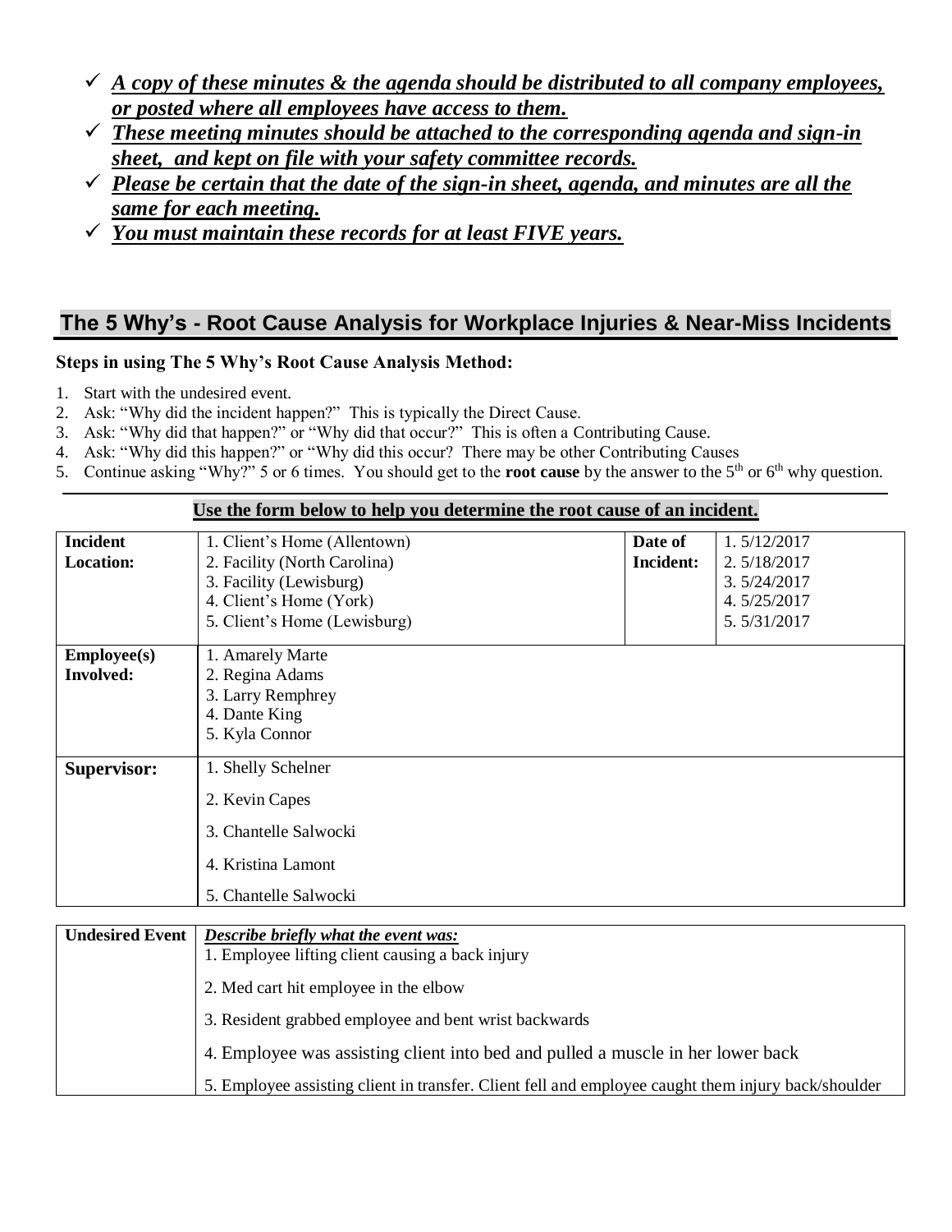- ✓ ***A copy of these minutes & the agenda should be distributed to all company employees, or posted where all employees have access to them.***
- ✓ ***These meeting minutes should be attached to the corresponding agenda and sign-in sheet, and kept on file with your safety committee records.***
- ✓ ***Please be certain that the date of the sign-in sheet, agenda, and minutes are all the same for each meeting.***
- ✓ ***You must maintain these records for at least FIVE years.***

## The 5 Why's - Root Cause Analysis for Workplace Injuries & Near-Miss Incidents

**Steps in using The 5 Why's Root Cause Analysis Method:**

1. Start with the undesired event.
2. Ask: "Why did the incident happen?" This is typically the Direct Cause.
3. Ask: "Why did that happen?" or "Why did that occur?" This is often a Contributing Cause.
4. Ask: "Why did this happen?" or "Why did this occur? There may be other Contributing Causes
5. Continue asking "Why?" 5 or 6 times. You should get to the **root cause** by the answer to the 5th or 6th why question.

**Use the form below to help you determine the root cause of an incident.**

| **Incident Location:** | 1. Client's Home (Allentown)<br>2. Facility (North Carolina)<br>3. Facility (Lewisburg)<br>4. Client's Home (York)<br>5. Client's Home (Lewisburg) | **Date of Incident:** | 1. 5/12/2017<br>2. 5/18/2017<br>3. 5/24/2017<br>4. 5/25/2017<br>5. 5/31/2017 |
|---|---|---|---|
| **Employee(s) Involved:** | 1. Amarely Marte<br>2. Regina Adams<br>3. Larry Remphrey<br>4. Dante King<br>5. Kyla Connor | | |
| **Supervisor:** | 1. Shelly Schelner<br>2. Kevin Capes<br>3. Chantelle Salwocki<br>4. Kristina Lamont<br>5. Chantelle Salwocki | | |

| **Undesired Event** | ***Describe briefly what the event was:*** |
|---|---|
| | 1. Employee lifting client causing a back injury |
| | 2. Med cart hit employee in the elbow |
| | 3. Resident grabbed employee and bent wrist backwards |
| | 4. Employee was assisting client into bed and pulled a muscle in her lower back |
| | 5. Employee assisting client in transfer. Client fell and employee caught them injury back/shoulder |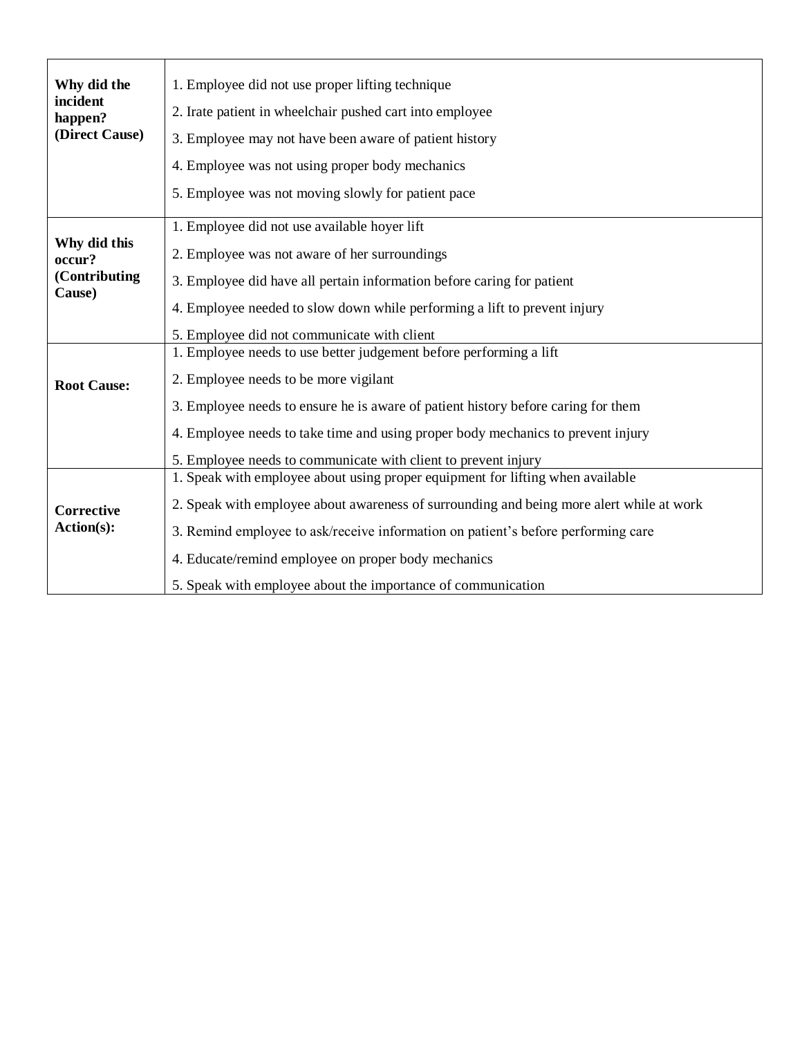| | |
|---|---|
| **Why did the incident happen? (Direct Cause)** | 1. Employee did not use proper lifting technique<br>2. Irate patient in wheelchair pushed cart into employee<br>3. Employee may not have been aware of patient history<br>4. Employee was not using proper body mechanics<br>5. Employee was not moving slowly for patient pace |
| **Why did this occur? (Contributing Cause)** | 1. Employee did not use available hoyer lift<br>2. Employee was not aware of her surroundings<br>3. Employee did have all pertain information before caring for patient<br>4. Employee needed to slow down while performing a lift to prevent injury<br>5. Employee did not communicate with client |
| **Root Cause:** | 1. Employee needs to use better judgement before performing a lift<br>2. Employee needs to be more vigilant<br>3. Employee needs to ensure he is aware of patient history before caring for them<br>4. Employee needs to take time and using proper body mechanics to prevent injury<br>5. Employee needs to communicate with client to prevent injury |
| **Corrective Action(s):** | 1. Speak with employee about using proper equipment for lifting when available<br>2. Speak with employee about awareness of surrounding and being more alert while at work<br>3. Remind employee to ask/receive information on patient's before performing care<br>4. Educate/remind employee on proper body mechanics<br>5. Speak with employee about the importance of communication |